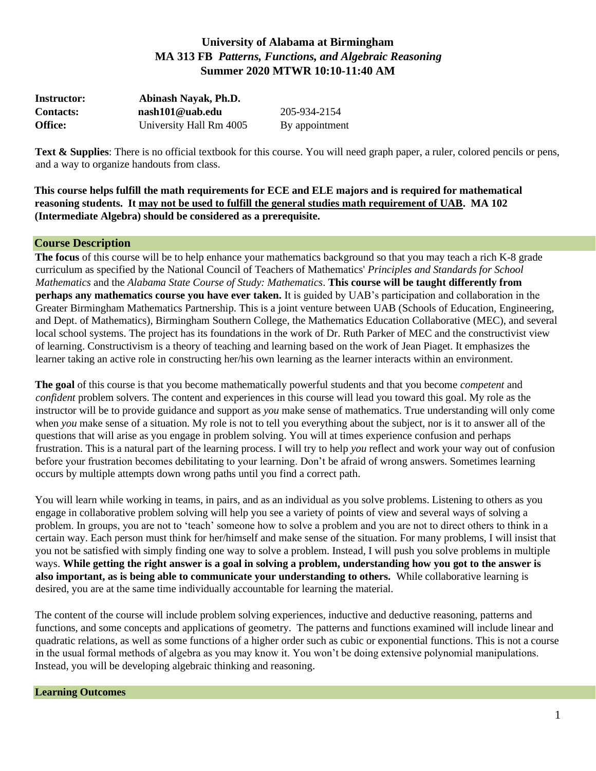# University of Alabama at Birmingham
## MA 313 FB *Patterns, Functions, and Algebraic Reasoning*
## Summer 2020 MTWR 10:10-11:40 AM

| | | |
|---|---|---|
| **Instructor:** | **Abinash Nayak, Ph.D.** | |
| **Contacts:** | **nash101@uab.edu** | 205-934-2154 |
| **Office:** | University Hall Rm 4005 | By appointment |

**Text & Supplies**: There is no official textbook for this course. You will need graph paper, a ruler, colored pencils or pens, and a way to organize handouts from class.

**This course helps fulfill the math requirements for ECE and ELE majors and is required for mathematical reasoning students. It may not be used to fulfill the general studies math requirement of UAB. MA 102 (Intermediate Algebra) should be considered as a prerequisite.**

## Course Description

**The focus** of this course will be to help enhance your mathematics background so that you may teach a rich K-8 grade curriculum as specified by the National Council of Teachers of Mathematics' *Principles and Standards for School Mathematics* and the *Alabama State Course of Study: Mathematics*. **This course will be taught differently from perhaps any mathematics course you have ever taken.** It is guided by UAB's participation and collaboration in the Greater Birmingham Mathematics Partnership. This is a joint venture between UAB (Schools of Education, Engineering, and Dept. of Mathematics), Birmingham Southern College, the Mathematics Education Collaborative (MEC), and several local school systems. The project has its foundations in the work of Dr. Ruth Parker of MEC and the constructivist view of learning. Constructivism is a theory of teaching and learning based on the work of Jean Piaget. It emphasizes the learner taking an active role in constructing her/his own learning as the learner interacts within an environment.

**The goal** of this course is that you become mathematically powerful students and that you become *competent* and *confident* problem solvers. The content and experiences in this course will lead you toward this goal. My role as the instructor will be to provide guidance and support as *you* make sense of mathematics. True understanding will only come when *you* make sense of a situation. My role is not to tell you everything about the subject, nor is it to answer all of the questions that will arise as you engage in problem solving. You will at times experience confusion and perhaps frustration. This is a natural part of the learning process. I will try to help *you* reflect and work your way out of confusion before your frustration becomes debilitating to your learning. Don't be afraid of wrong answers. Sometimes learning occurs by multiple attempts down wrong paths until you find a correct path.

You will learn while working in teams, in pairs, and as an individual as you solve problems. Listening to others as you engage in collaborative problem solving will help you see a variety of points of view and several ways of solving a problem. In groups, you are not to 'teach' someone how to solve a problem and you are not to direct others to think in a certain way. Each person must think for her/himself and make sense of the situation. For many problems, I will insist that you not be satisfied with simply finding one way to solve a problem. Instead, I will push you solve problems in multiple ways. **While getting the right answer is a goal in solving a problem, understanding how you got to the answer is also important, as is being able to communicate your understanding to others.** While collaborative learning is desired, you are at the same time individually accountable for learning the material.

The content of the course will include problem solving experiences, inductive and deductive reasoning, patterns and functions, and some concepts and applications of geometry. The patterns and functions examined will include linear and quadratic relations, as well as some functions of a higher order such as cubic or exponential functions. This is not a course in the usual formal methods of algebra as you may know it. You won't be doing extensive polynomial manipulations. Instead, you will be developing algebraic thinking and reasoning.

## Learning Outcomes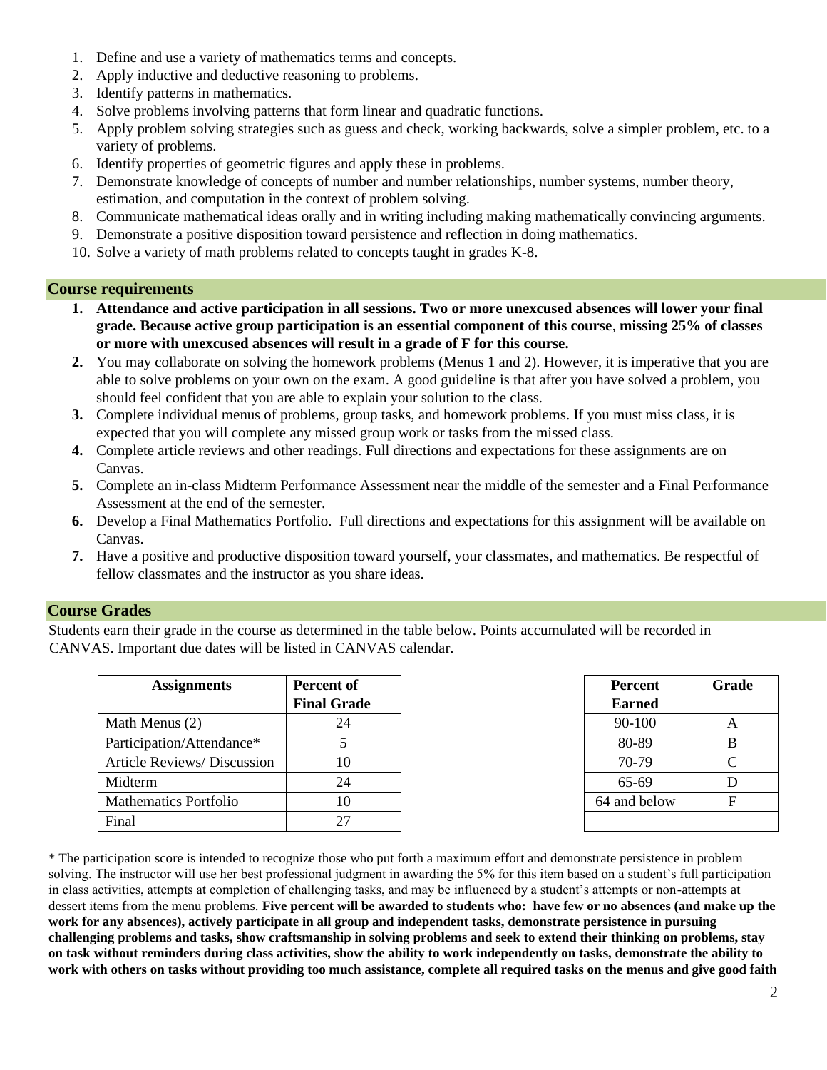1. Define and use a variety of mathematics terms and concepts.
2. Apply inductive and deductive reasoning to problems.
3. Identify patterns in mathematics.
4. Solve problems involving patterns that form linear and quadratic functions.
5. Apply problem solving strategies such as guess and check, working backwards, solve a simpler problem, etc. to a variety of problems.
6. Identify properties of geometric figures and apply these in problems.
7. Demonstrate knowledge of concepts of number and number relationships, number systems, number theory, estimation, and computation in the context of problem solving.
8. Communicate mathematical ideas orally and in writing including making mathematically convincing arguments.
9. Demonstrate a positive disposition toward persistence and reflection in doing mathematics.
10. Solve a variety of math problems related to concepts taught in grades K-8.

## Course requirements

1. **Attendance and active participation in all sessions. Two or more unexcused absences will lower your final grade. Because active group participation is an essential component of this course, missing 25% of classes or more with unexcused absences will result in a grade of F for this course.**
2. You may collaborate on solving the homework problems (Menus 1 and 2). However, it is imperative that you are able to solve problems on your own on the exam. A good guideline is that after you have solved a problem, you should feel confident that you are able to explain your solution to the class.
3. Complete individual menus of problems, group tasks, and homework problems. If you must miss class, it is expected that you will complete any missed group work or tasks from the missed class.
4. Complete article reviews and other readings. Full directions and expectations for these assignments are on Canvas.
5. Complete an in-class Midterm Performance Assessment near the middle of the semester and a Final Performance Assessment at the end of the semester.
6. Develop a Final Mathematics Portfolio. Full directions and expectations for this assignment will be available on Canvas.
7. Have a positive and productive disposition toward yourself, your classmates, and mathematics. Be respectful of fellow classmates and the instructor as you share ideas.

## Course Grades

Students earn their grade in the course as determined in the table below. Points accumulated will be recorded in CANVAS. Important due dates will be listed in CANVAS calendar.

| Assignments | Percent of Final Grade |
|---|---|
| Math Menus (2) | 24 |
| Participation/Attendance* | 5 |
| Article Reviews/ Discussion | 10 |
| Midterm | 24 |
| Mathematics Portfolio | 10 |
| Final | 27 |

| Percent Earned | Grade |
|---|---|
| 90-100 | A |
| 80-89 | B |
| 70-79 | C |
| 65-69 | D |
| 64 and below | F |

\* The participation score is intended to recognize those who put forth a maximum effort and demonstrate persistence in problem solving. The instructor will use her best professional judgment in awarding the 5% for this item based on a student's full participation in class activities, attempts at completion of challenging tasks, and may be influenced by a student's attempts or non-attempts at dessert items from the menu problems. **Five percent will be awarded to students who: have few or no absences (and make up the work for any absences), actively participate in all group and independent tasks, demonstrate persistence in pursuing challenging problems and tasks, show craftsmanship in solving problems and seek to extend their thinking on problems, stay on task without reminders during class activities, show the ability to work independently on tasks, demonstrate the ability to work with others on tasks without providing too much assistance, complete all required tasks on the menus and give good faith**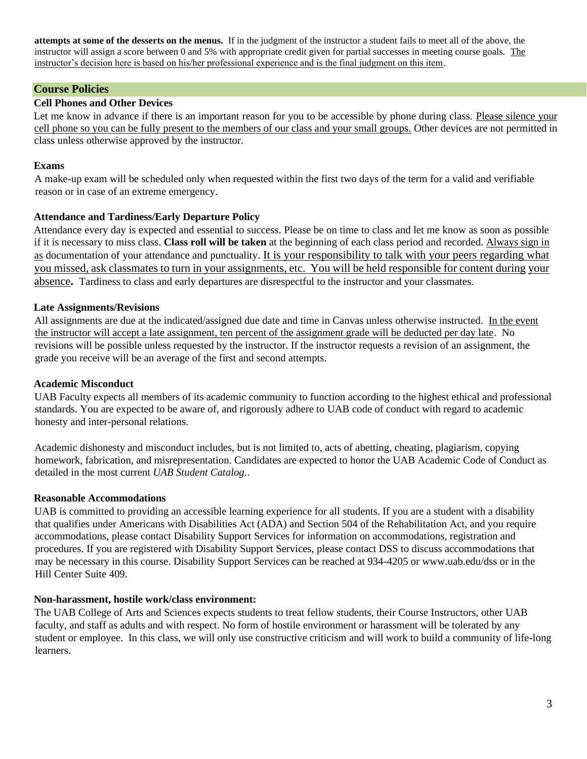**attempts at some of the desserts on the menus.** If in the judgment of the instructor a student fails to meet all of the above, the instructor will assign a score between 0 and 5% with appropriate credit given for partial successes in meeting course goals. The instructor's decision here is based on his/her professional experience and is the final judgment on this item.

## Course Policies

### Cell Phones and Other Devices

Let me know in advance if there is an important reason for you to be accessible by phone during class. Please silence your cell phone so you can be fully present to the members of our class and your small groups. Other devices are not permitted in class unless otherwise approved by the instructor.

### Exams

A make-up exam will be scheduled only when requested within the first two days of the term for a valid and verifiable reason or in case of an extreme emergency.

### Attendance and Tardiness/Early Departure Policy

Attendance every day is expected and essential to success. Please be on time to class and let me know as soon as possible if it is necessary to miss class. **Class roll will be taken** at the beginning of each class period and recorded. Always sign in as documentation of your attendance and punctuality. It is your responsibility to talk with your peers regarding what you missed, ask classmates to turn in your assignments, etc. You will be held responsible for content during your absence**.** Tardiness to class and early departures are disrespectful to the instructor and your classmates.

### Late Assignments/Revisions

All assignments are due at the indicated/assigned due date and time in Canvas unless otherwise instructed. In the event the instructor will accept a late assignment, ten percent of the assignment grade will be deducted per day late. No revisions will be possible unless requested by the instructor. If the instructor requests a revision of an assignment, the grade you receive will be an average of the first and second attempts.

### Academic Misconduct

UAB Faculty expects all members of its academic community to function according to the highest ethical and professional standards. You are expected to be aware of, and rigorously adhere to UAB code of conduct with regard to academic honesty and inter-personal relations.

Academic dishonesty and misconduct includes, but is not limited to, acts of abetting, cheating, plagiarism, copying homework, fabrication, and misrepresentation. Candidates are expected to honor the UAB Academic Code of Conduct as detailed in the most current *UAB Student Catalog.*.

### Reasonable Accommodations

UAB is committed to providing an accessible learning experience for all students. If you are a student with a disability that qualifies under Americans with Disabilities Act (ADA) and Section 504 of the Rehabilitation Act, and you require accommodations, please contact Disability Support Services for information on accommodations, registration and procedures. If you are registered with Disability Support Services, please contact DSS to discuss accommodations that may be necessary in this course. Disability Support Services can be reached at 934-4205 or www.uab.edu/dss or in the Hill Center Suite 409.

### Non-harassment, hostile work/class environment:

The UAB College of Arts and Sciences expects students to treat fellow students, their Course Instructors, other UAB faculty, and staff as adults and with respect. No form of hostile environment or harassment will be tolerated by any student or employee. In this class, we will only use constructive criticism and will work to build a community of life-long learners.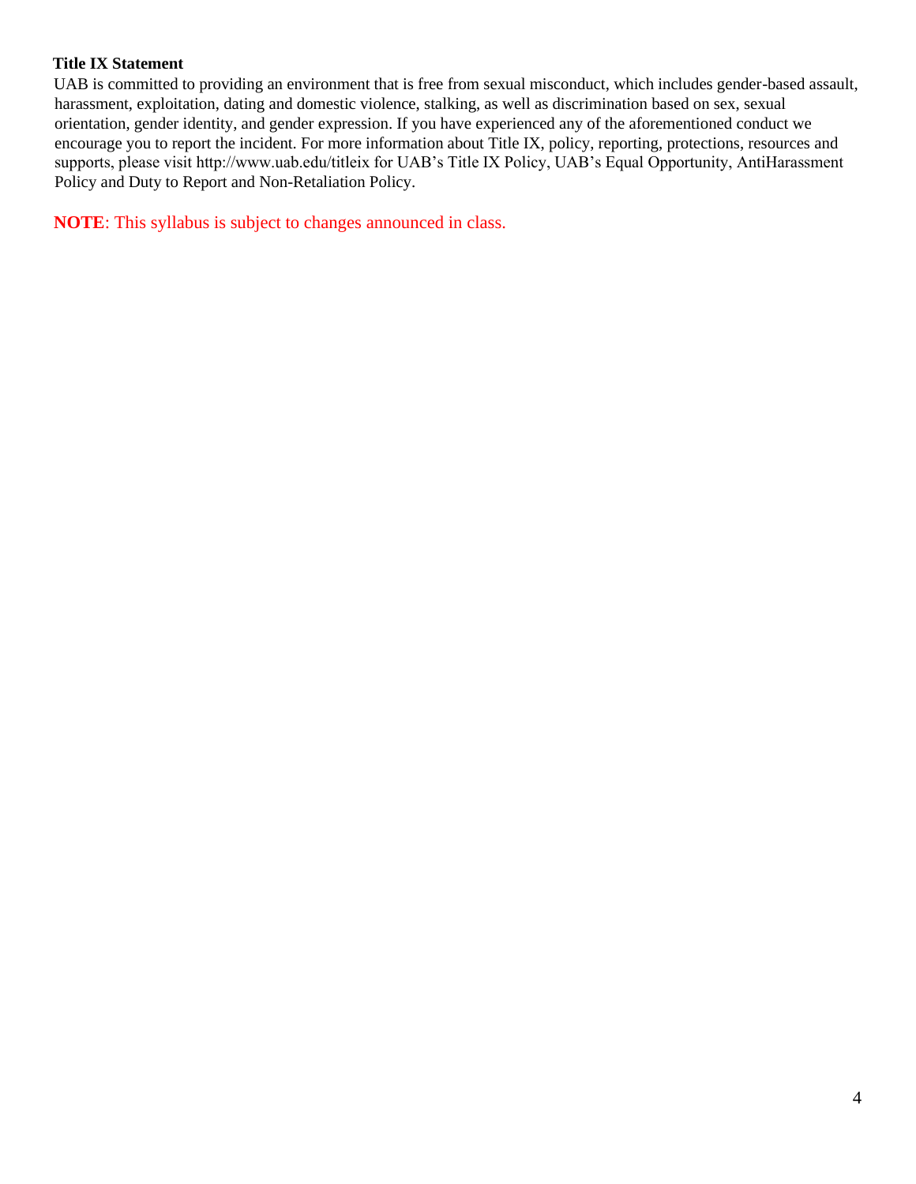**Title IX Statement**

UAB is committed to providing an environment that is free from sexual misconduct, which includes gender-based assault, harassment, exploitation, dating and domestic violence, stalking, as well as discrimination based on sex, sexual orientation, gender identity, and gender expression. If you have experienced any of the aforementioned conduct we encourage you to report the incident. For more information about Title IX, policy, reporting, protections, resources and supports, please visit http://www.uab.edu/titleix for UAB's Title IX Policy, UAB's Equal Opportunity, AntiHarassment Policy and Duty to Report and Non-Retaliation Policy.

**NOTE**: This syllabus is subject to changes announced in class.